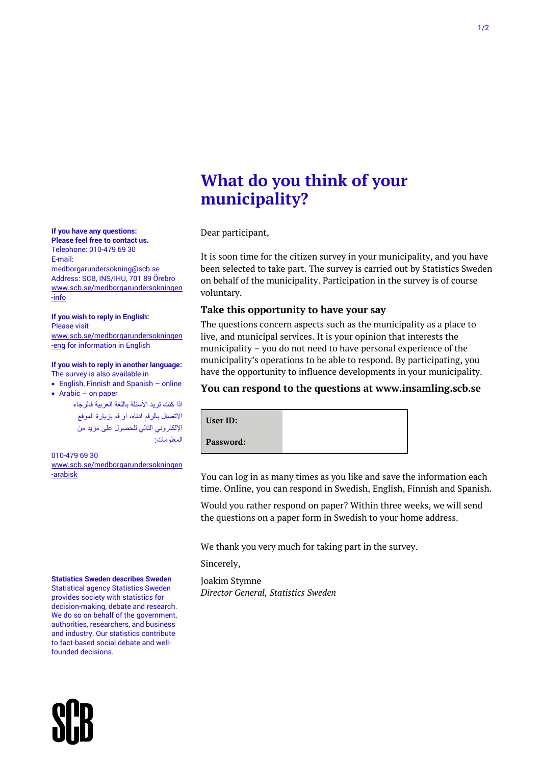# What do you think of your municipality?

Dear participant,

It is soon time for the citizen survey in your municipality, and you have been selected to take part. The survey is carried out by Statistics Sweden on behalf of the municipality. Participation in the survey is of course voluntary.

## Take this opportunity to have your say

The questions concern aspects such as the municipality as a place to live, and municipal services. It is your opinion that interests the municipality – you do not need to have personal experience of the municipality's operations to be able to respond. By participating, you have the opportunity to influence developments in your municipality.

**You can respond to the questions at www.insamling.scb.se**

| **User ID:** | |
|---|---|
| **Password:** | |

You can log in as many times as you like and save the information each time. Online, you can respond in Swedish, English, Finnish and Spanish.

Would you rather respond on paper? Within three weeks, we will send the questions on a paper form in Swedish to your home address.

We thank you very much for taking part in the survey.

Sincerely,

Joakim Stymne
*Director General, Statistics Sweden*

**If you have any questions:**
**Please feel free to contact us.**
Telephone: 010-479 69 30
E-mail:
medborgarundersokning@scb.se
Address: SCB, INS/IHU, 701 89 Örebro
www.scb.se/medborgarundersokningen-info

**If you wish to reply in English:**
Please visit www.scb.se/medborgarundersokningen-eng for information in English

**If you wish to reply in another language:**
The survey is also available in

- English, Finnish and Spanish – online
- Arabic – on paper

اذا كنت تريد الأسئلة باللغة العربية فالرجاء الاتصال بالرقم ادناه، او قم بزيارة الموقع الإلكتروني التالي للحصول على مزيد من المعلومات:

010-479 69 30
www.scb.se/medborgarundersokningen-arabisk

**Statistics Sweden describes Sweden**
Statistical agency Statistics Sweden provides society with statistics for decision-making, debate and research. We do so on behalf of the government, authorities, researchers, and business and industry. Our statistics contribute to fact-based social debate and well-founded decisions.

SCB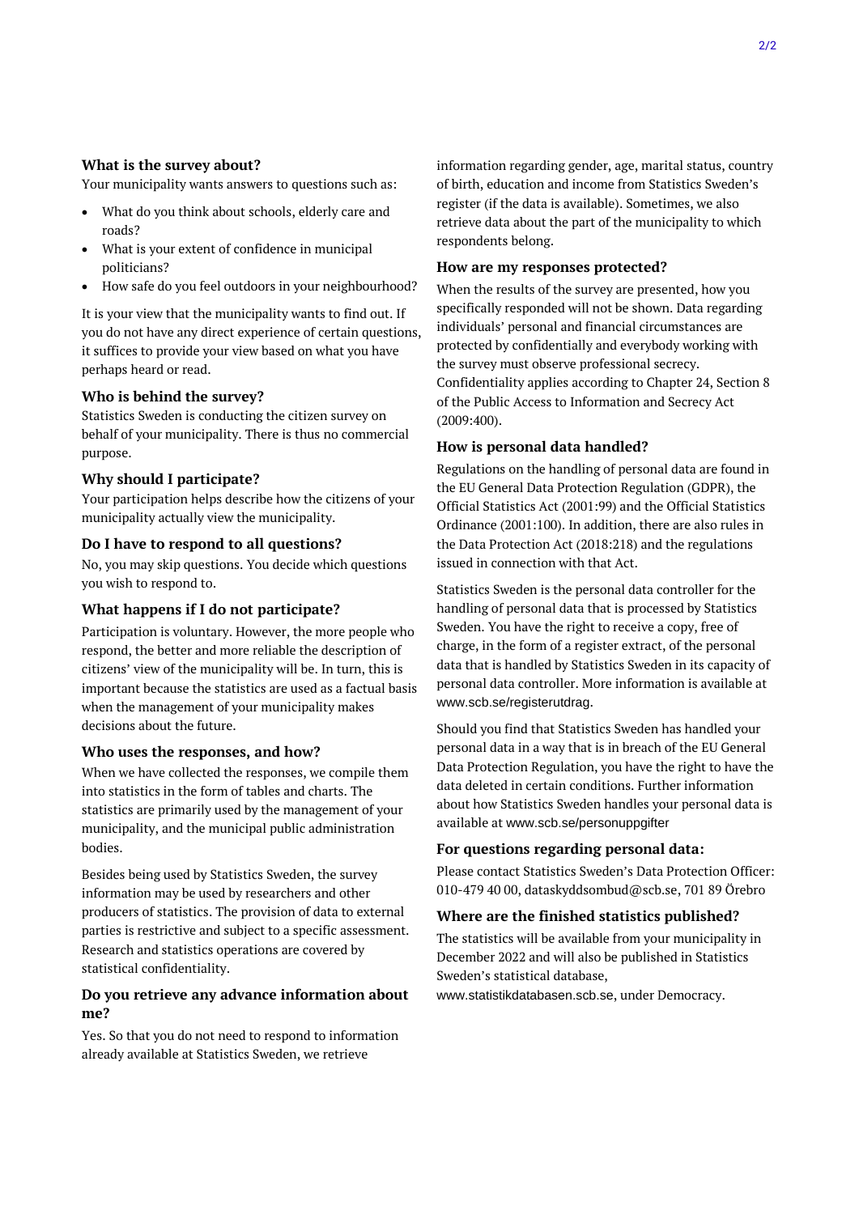### What is the survey about?

Your municipality wants answers to questions such as:

- What do you think about schools, elderly care and roads?
- What is your extent of confidence in municipal politicians?
- How safe do you feel outdoors in your neighbourhood?

It is your view that the municipality wants to find out. If you do not have any direct experience of certain questions, it suffices to provide your view based on what you have perhaps heard or read.

### Who is behind the survey?

Statistics Sweden is conducting the citizen survey on behalf of your municipality. There is thus no commercial purpose.

### Why should I participate?

Your participation helps describe how the citizens of your municipality actually view the municipality.

### Do I have to respond to all questions?

No, you may skip questions. You decide which questions you wish to respond to.

### What happens if I do not participate?

Participation is voluntary. However, the more people who respond, the better and more reliable the description of citizens' view of the municipality will be. In turn, this is important because the statistics are used as a factual basis when the management of your municipality makes decisions about the future.

### Who uses the responses, and how?

When we have collected the responses, we compile them into statistics in the form of tables and charts. The statistics are primarily used by the management of your municipality, and the municipal public administration bodies.

Besides being used by Statistics Sweden, the survey information may be used by researchers and other producers of statistics. The provision of data to external parties is restrictive and subject to a specific assessment. Research and statistics operations are covered by statistical confidentiality.

### Do you retrieve any advance information about me?

Yes. So that you do not need to respond to information already available at Statistics Sweden, we retrieve information regarding gender, age, marital status, country of birth, education and income from Statistics Sweden's register (if the data is available). Sometimes, we also retrieve data about the part of the municipality to which respondents belong.

### How are my responses protected?

When the results of the survey are presented, how you specifically responded will not be shown. Data regarding individuals' personal and financial circumstances are protected by confidentially and everybody working with the survey must observe professional secrecy. Confidentiality applies according to Chapter 24, Section 8 of the Public Access to Information and Secrecy Act (2009:400).

### How is personal data handled?

Regulations on the handling of personal data are found in the EU General Data Protection Regulation (GDPR), the Official Statistics Act (2001:99) and the Official Statistics Ordinance (2001:100). In addition, there are also rules in the Data Protection Act (2018:218) and the regulations issued in connection with that Act.

Statistics Sweden is the personal data controller for the handling of personal data that is processed by Statistics Sweden. You have the right to receive a copy, free of charge, in the form of a register extract, of the personal data that is handled by Statistics Sweden in its capacity of personal data controller. More information is available at www.scb.se/registerutdrag.

Should you find that Statistics Sweden has handled your personal data in a way that is in breach of the EU General Data Protection Regulation, you have the right to have the data deleted in certain conditions. Further information about how Statistics Sweden handles your personal data is available at www.scb.se/personuppgifter

### For questions regarding personal data:

Please contact Statistics Sweden's Data Protection Officer: 010-479 40 00, dataskyddsombud@scb.se, 701 89 Örebro

### Where are the finished statistics published?

The statistics will be available from your municipality in December 2022 and will also be published in Statistics Sweden's statistical database, www.statistikdatabasen.scb.se, under Democracy.